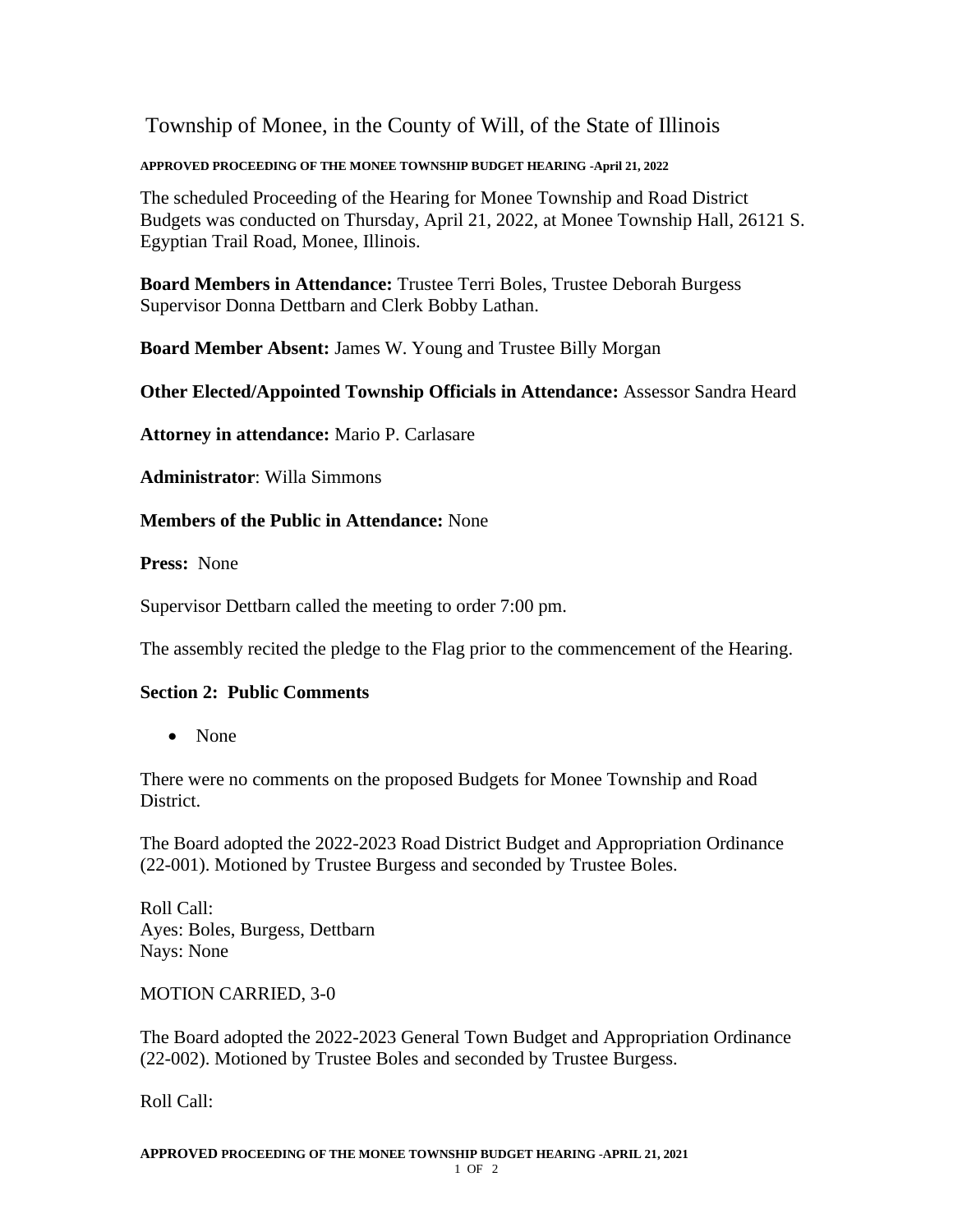# Township of Monee, in the County of Will, of the State of Illinois

**APPROVED PROCEEDING OF THE MONEE TOWNSHIP BUDGET HEARING -April 21, 2022**

The scheduled Proceeding of the Hearing for Monee Township and Road District Budgets was conducted on Thursday, April 21, 2022, at Monee Township Hall, 26121 S. Egyptian Trail Road, Monee, Illinois.

**Board Members in Attendance:** Trustee Terri Boles, Trustee Deborah Burgess Supervisor Donna Dettbarn and Clerk Bobby Lathan.

**Board Member Absent:** James W. Young and Trustee Billy Morgan

**Other Elected/Appointed Township Officials in Attendance:** Assessor Sandra Heard

**Attorney in attendance:** Mario P. Carlasare

**Administrator**: Willa Simmons

**Members of the Public in Attendance:** None

**Press:** None

Supervisor Dettbarn called the meeting to order 7:00 pm.

The assembly recited the pledge to the Flag prior to the commencement of the Hearing.

### Section 2: Public Comments

- None

There were no comments on the proposed Budgets for Monee Township and Road District.

The Board adopted the 2022-2023 Road District Budget and Appropriation Ordinance (22-001). Motioned by Trustee Burgess and seconded by Trustee Boles.

Roll Call:
Ayes: Boles, Burgess, Dettbarn
Nays: None

MOTION CARRIED, 3-0

The Board adopted the 2022-2023 General Town Budget and Appropriation Ordinance (22-002). Motioned by Trustee Boles and seconded by Trustee Burgess.

Roll Call: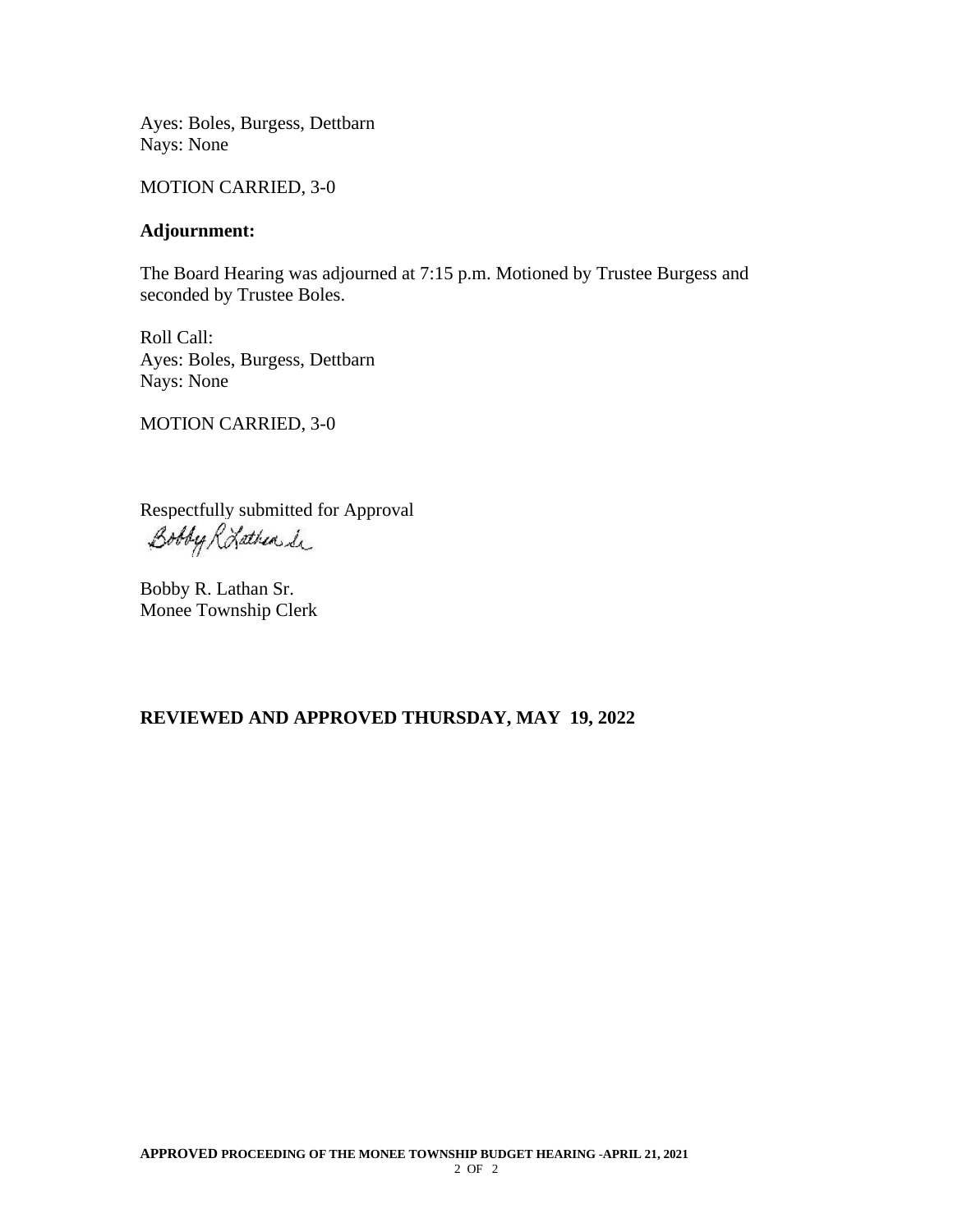Ayes: Boles, Burgess, Dettbarn
Nays: None

MOTION CARRIED, 3-0

**Adjournment:**

The Board Hearing was adjourned at 7:15 p.m. Motioned by Trustee Burgess and seconded by Trustee Boles.

Roll Call:
Ayes: Boles, Burgess, Dettbarn
Nays: None

MOTION CARRIED, 3-0

Respectfully submitted for Approval

Bobby R. Lathan Sr.
Monee Township Clerk

**REVIEWED AND APPROVED THURSDAY, MAY 19, 2022**